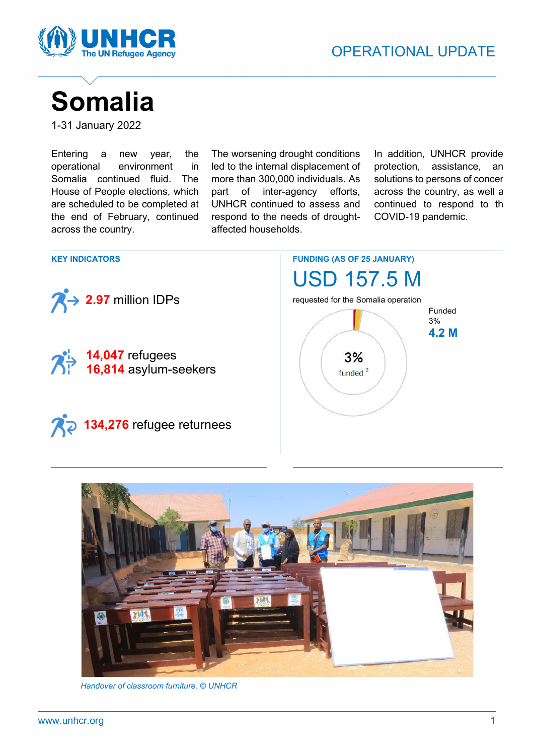# Somalia

1-31 January 2022

Entering a new year, the operational environment in Somalia continued fluid. The House of People elections, which are scheduled to be completed at the end of February, continued across the country.

The worsening drought conditions led to the internal displacement of more than 300,000 individuals. As part of inter-agency efforts, UNHCR continued to assess and respond to the needs of drought-affected households.

In addition, UNHCR provide protection, assistance, an solutions to persons of concer across the country, as well a continued to respond to th COVID-19 pandemic.

## KEY INDICATORS

**2.97** million IDPs

**14,047** refugees
**16,814** asylum-seekers

**134,276** refugee returnees

## FUNDING (AS OF 25 JANUARY)

# USD 157.5 M

requested for the Somalia operation

Funded
3%
**4.2 M**

3%
funded [2]

*Handover of classroom furniture. © UNHCR*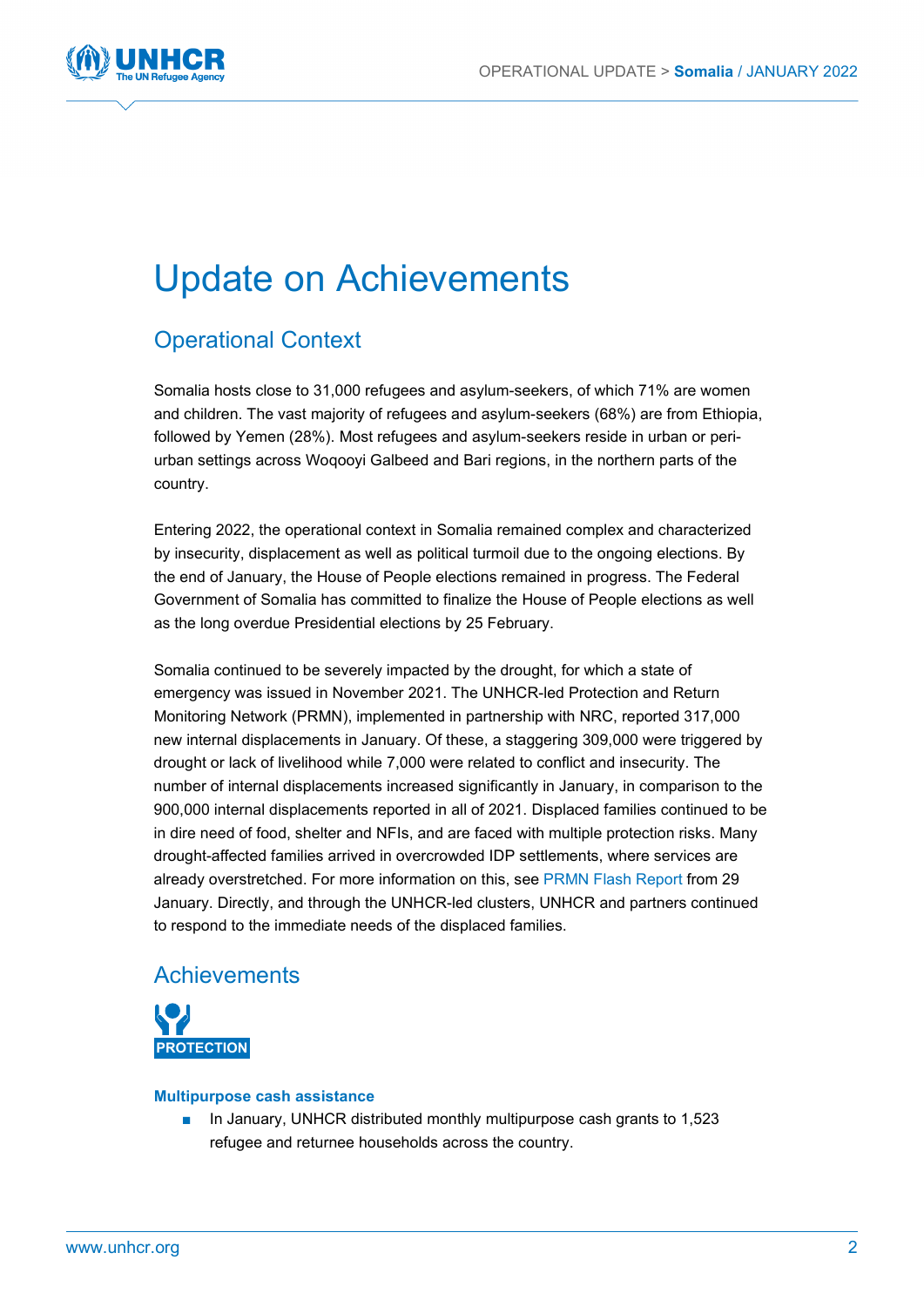# Update on Achievements

## Operational Context

Somalia hosts close to 31,000 refugees and asylum-seekers, of which 71% are women and children. The vast majority of refugees and asylum-seekers (68%) are from Ethiopia, followed by Yemen (28%). Most refugees and asylum-seekers reside in urban or peri-urban settings across Woqooyi Galbeed and Bari regions, in the northern parts of the country.

Entering 2022, the operational context in Somalia remained complex and characterized by insecurity, displacement as well as political turmoil due to the ongoing elections. By the end of January, the House of People elections remained in progress. The Federal Government of Somalia has committed to finalize the House of People elections as well as the long overdue Presidential elections by 25 February.

Somalia continued to be severely impacted by the drought, for which a state of emergency was issued in November 2021. The UNHCR-led Protection and Return Monitoring Network (PRMN), implemented in partnership with NRC, reported 317,000 new internal displacements in January. Of these, a staggering 309,000 were triggered by drought or lack of livelihood while 7,000 were related to conflict and insecurity. The number of internal displacements increased significantly in January, in comparison to the 900,000 internal displacements reported in all of 2021. Displaced families continued to be in dire need of food, shelter and NFIs, and are faced with multiple protection risks. Many drought-affected families arrived in overcrowded IDP settlements, where services are already overstretched. For more information on this, see PRMN Flash Report from 29 January. Directly, and through the UNHCR-led clusters, UNHCR and partners continued to respond to the immediate needs of the displaced families.

## Achievements

**PROTECTION**

**Multipurpose cash assistance**

- In January, UNHCR distributed monthly multipurpose cash grants to 1,523 refugee and returnee households across the country.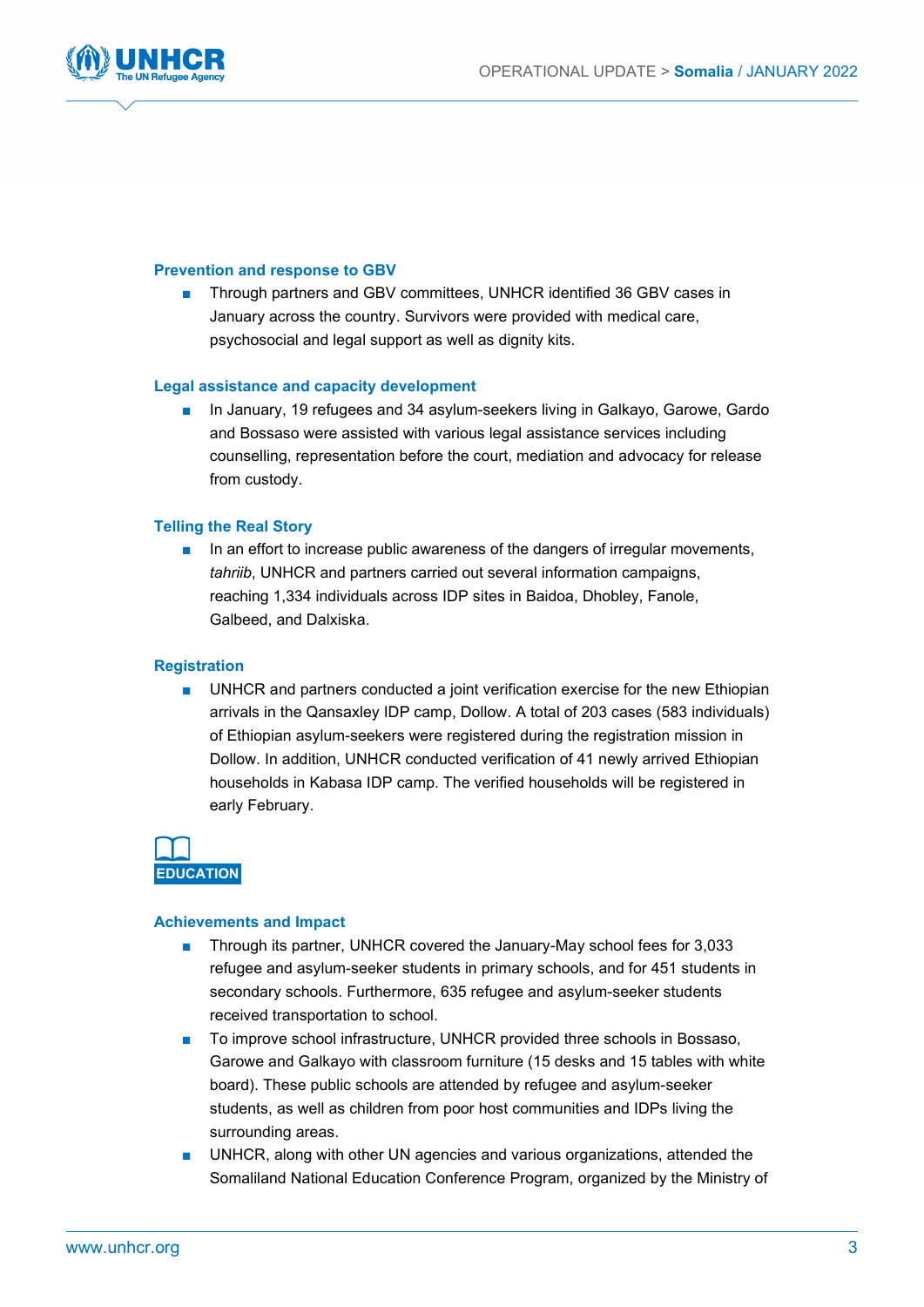### Prevention and response to GBV

- Through partners and GBV committees, UNHCR identified 36 GBV cases in January across the country. Survivors were provided with medical care, psychosocial and legal support as well as dignity kits.

### Legal assistance and capacity development

- In January, 19 refugees and 34 asylum-seekers living in Galkayo, Garowe, Gardo and Bossaso were assisted with various legal assistance services including counselling, representation before the court, mediation and advocacy for release from custody.

### Telling the Real Story

- In an effort to increase public awareness of the dangers of irregular movements, *tahriib*, UNHCR and partners carried out several information campaigns, reaching 1,334 individuals across IDP sites in Baidoa, Dhobley, Fanole, Galbeed, and Dalxiska.

### Registration

- UNHCR and partners conducted a joint verification exercise for the new Ethiopian arrivals in the Qansaxley IDP camp, Dollow. A total of 203 cases (583 individuals) of Ethiopian asylum-seekers were registered during the registration mission in Dollow. In addition, UNHCR conducted verification of 41 newly arrived Ethiopian households in Kabasa IDP camp. The verified households will be registered in early February.

## EDUCATION

### Achievements and Impact

- Through its partner, UNHCR covered the January-May school fees for 3,033 refugee and asylum-seeker students in primary schools, and for 451 students in secondary schools. Furthermore, 635 refugee and asylum-seeker students received transportation to school.
- To improve school infrastructure, UNHCR provided three schools in Bossaso, Garowe and Galkayo with classroom furniture (15 desks and 15 tables with white board). These public schools are attended by refugee and asylum-seeker students, as well as children from poor host communities and IDPs living the surrounding areas.
- UNHCR, along with other UN agencies and various organizations, attended the Somaliland National Education Conference Program, organized by the Ministry of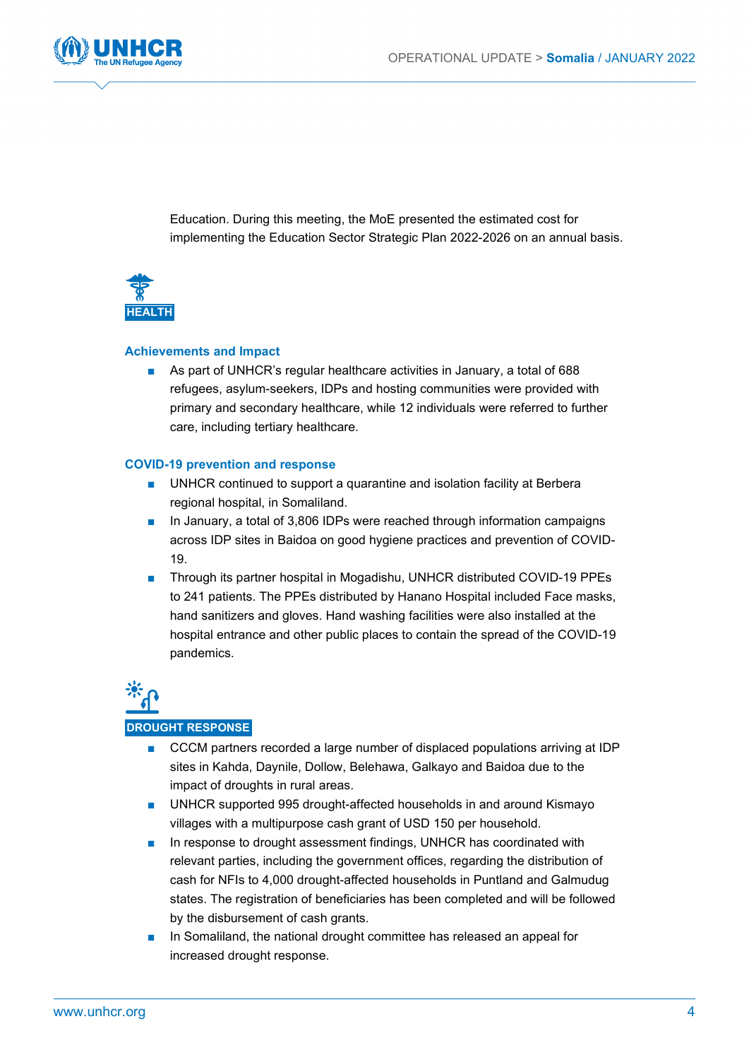Education. During this meeting, the MoE presented the estimated cost for implementing the Education Sector Strategic Plan 2022-2026 on an annual basis.

## HEALTH

### Achievements and Impact

- As part of UNHCR's regular healthcare activities in January, a total of 688 refugees, asylum-seekers, IDPs and hosting communities were provided with primary and secondary healthcare, while 12 individuals were referred to further care, including tertiary healthcare.

### COVID-19 prevention and response

- UNHCR continued to support a quarantine and isolation facility at Berbera regional hospital, in Somaliland.
- In January, a total of 3,806 IDPs were reached through information campaigns across IDP sites in Baidoa on good hygiene practices and prevention of COVID-19.
- Through its partner hospital in Mogadishu, UNHCR distributed COVID-19 PPEs to 241 patients. The PPEs distributed by Hanano Hospital included Face masks, hand sanitizers and gloves. Hand washing facilities were also installed at the hospital entrance and other public places to contain the spread of the COVID-19 pandemics.

## DROUGHT RESPONSE

- CCCM partners recorded a large number of displaced populations arriving at IDP sites in Kahda, Daynile, Dollow, Belehawa, Galkayo and Baidoa due to the impact of droughts in rural areas.
- UNHCR supported 995 drought-affected households in and around Kismayo villages with a multipurpose cash grant of USD 150 per household.
- In response to drought assessment findings, UNHCR has coordinated with relevant parties, including the government offices, regarding the distribution of cash for NFIs to 4,000 drought-affected households in Puntland and Galmudug states. The registration of beneficiaries has been completed and will be followed by the disbursement of cash grants.
- In Somaliland, the national drought committee has released an appeal for increased drought response.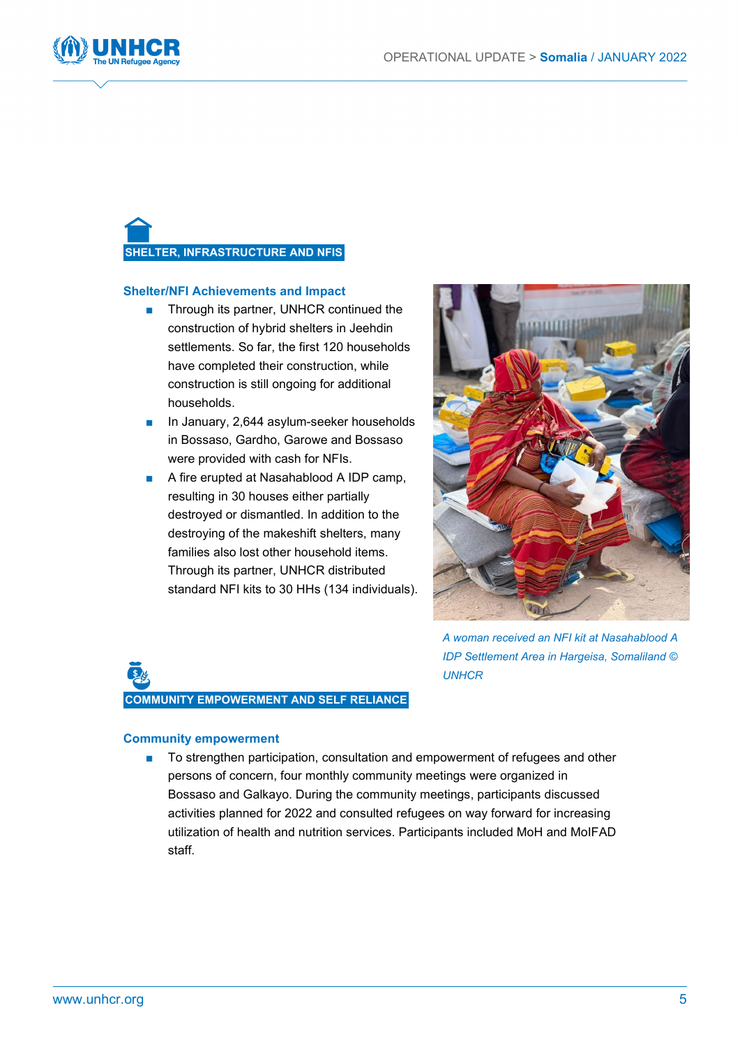## SHELTER, INFRASTRUCTURE AND NFIS

### Shelter/NFI Achievements and Impact

- Through its partner, UNHCR continued the construction of hybrid shelters in Jeehdin settlements. So far, the first 120 households have completed their construction, while construction is still ongoing for additional households.
- In January, 2,644 asylum-seeker households in Bossaso, Gardho, Garowe and Bossaso were provided with cash for NFIs.
- A fire erupted at Nasahablood A IDP camp, resulting in 30 houses either partially destroyed or dismantled. In addition to the destroying of the makeshift shelters, many families also lost other household items. Through its partner, UNHCR distributed standard NFI kits to 30 HHs (134 individuals).

*A woman received an NFI kit at Nasahablood A IDP Settlement Area in Hargeisa, Somaliland © UNHCR*

## COMMUNITY EMPOWERMENT AND SELF RELIANCE

### Community empowerment

- To strengthen participation, consultation and empowerment of refugees and other persons of concern, four monthly community meetings were organized in Bossaso and Galkayo. During the community meetings, participants discussed activities planned for 2022 and consulted refugees on way forward for increasing utilization of health and nutrition services. Participants included MoH and MoIFAD staff.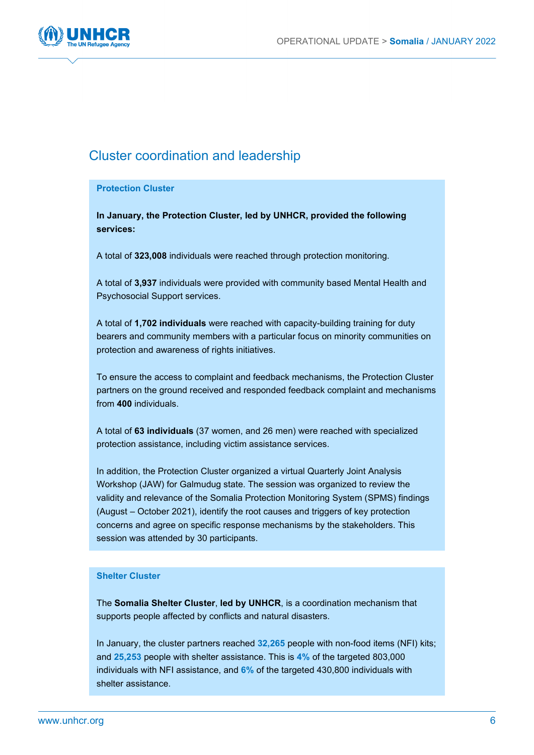## Cluster coordination and leadership

### Protection Cluster

**In January, the Protection Cluster, led by UNHCR, provided the following services:**

A total of **323,008** individuals were reached through protection monitoring.

A total of **3,937** individuals were provided with community based Mental Health and Psychosocial Support services.

A total of **1,702 individuals** were reached with capacity-building training for duty bearers and community members with a particular focus on minority communities on protection and awareness of rights initiatives.

To ensure the access to complaint and feedback mechanisms, the Protection Cluster partners on the ground received and responded feedback complaint and mechanisms from **400** individuals.

A total of **63 individuals** (37 women, and 26 men) were reached with specialized protection assistance, including victim assistance services.

In addition, the Protection Cluster organized a virtual Quarterly Joint Analysis Workshop (JAW) for Galmudug state. The session was organized to review the validity and relevance of the Somalia Protection Monitoring System (SPMS) findings (August – October 2021), identify the root causes and triggers of key protection concerns and agree on specific response mechanisms by the stakeholders. This session was attended by 30 participants.

### Shelter Cluster

The **Somalia Shelter Cluster**, **led by UNHCR**, is a coordination mechanism that supports people affected by conflicts and natural disasters.

In January, the cluster partners reached **32,265** people with non-food items (NFI) kits; and **25,253** people with shelter assistance. This is **4%** of the targeted 803,000 individuals with NFI assistance, and **6%** of the targeted 430,800 individuals with shelter assistance.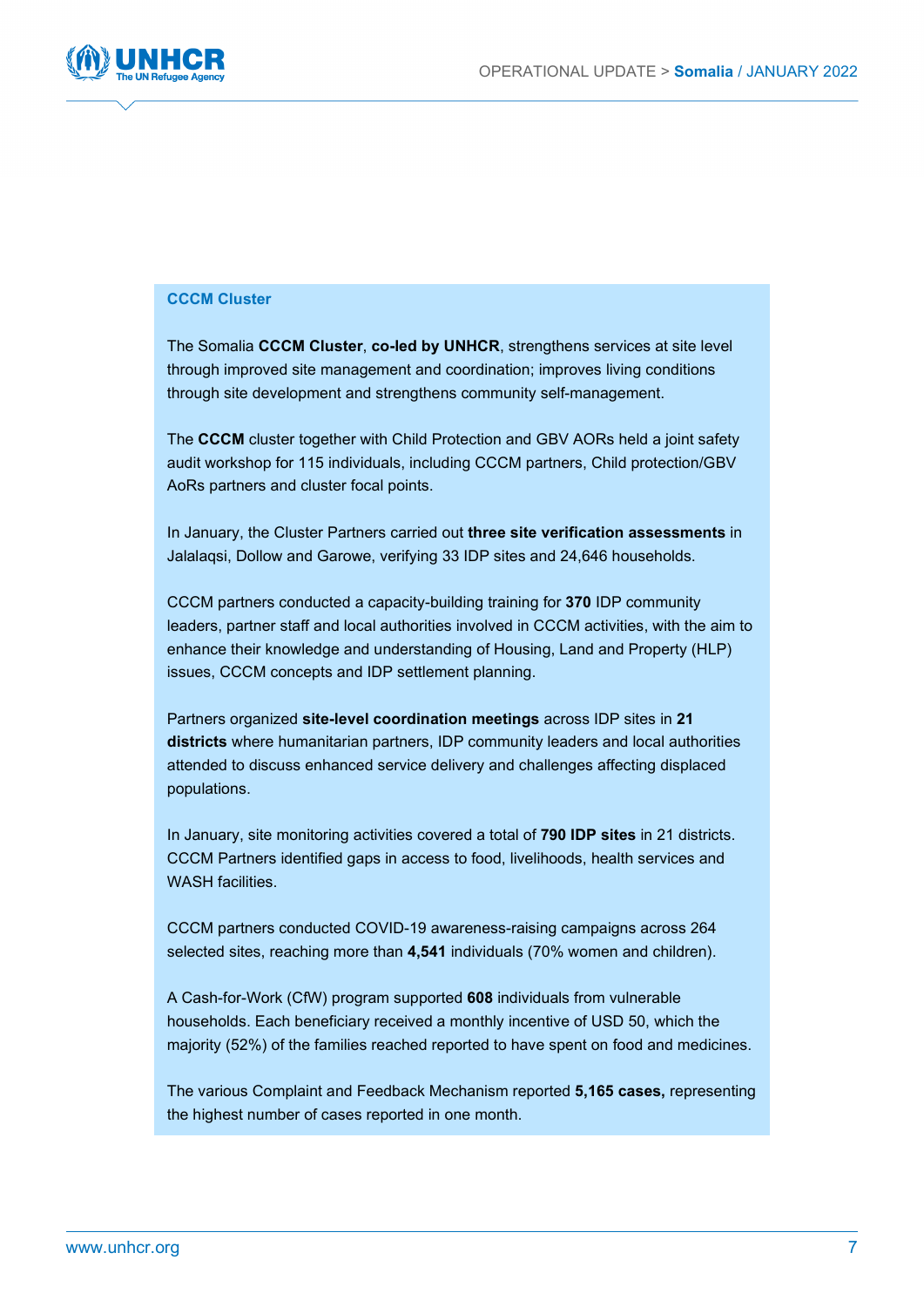### CCCM Cluster

The Somalia **CCCM Cluster**, **co-led by UNHCR**, strengthens services at site level through improved site management and coordination; improves living conditions through site development and strengthens community self-management.

The **CCCM** cluster together with Child Protection and GBV AORs held a joint safety audit workshop for 115 individuals, including CCCM partners, Child protection/GBV AoRs partners and cluster focal points.

In January, the Cluster Partners carried out **three site verification assessments** in Jalalaqsi, Dollow and Garowe, verifying 33 IDP sites and 24,646 households.

CCCM partners conducted a capacity-building training for **370** IDP community leaders, partner staff and local authorities involved in CCCM activities, with the aim to enhance their knowledge and understanding of Housing, Land and Property (HLP) issues, CCCM concepts and IDP settlement planning.

Partners organized **site-level coordination meetings** across IDP sites in **21 districts** where humanitarian partners, IDP community leaders and local authorities attended to discuss enhanced service delivery and challenges affecting displaced populations.

In January, site monitoring activities covered a total of **790 IDP sites** in 21 districts. CCCM Partners identified gaps in access to food, livelihoods, health services and WASH facilities.

CCCM partners conducted COVID-19 awareness-raising campaigns across 264 selected sites, reaching more than **4,541** individuals (70% women and children).

A Cash-for-Work (CfW) program supported **608** individuals from vulnerable households. Each beneficiary received a monthly incentive of USD 50, which the majority (52%) of the families reached reported to have spent on food and medicines.

The various Complaint and Feedback Mechanism reported **5,165 cases,** representing the highest number of cases reported in one month.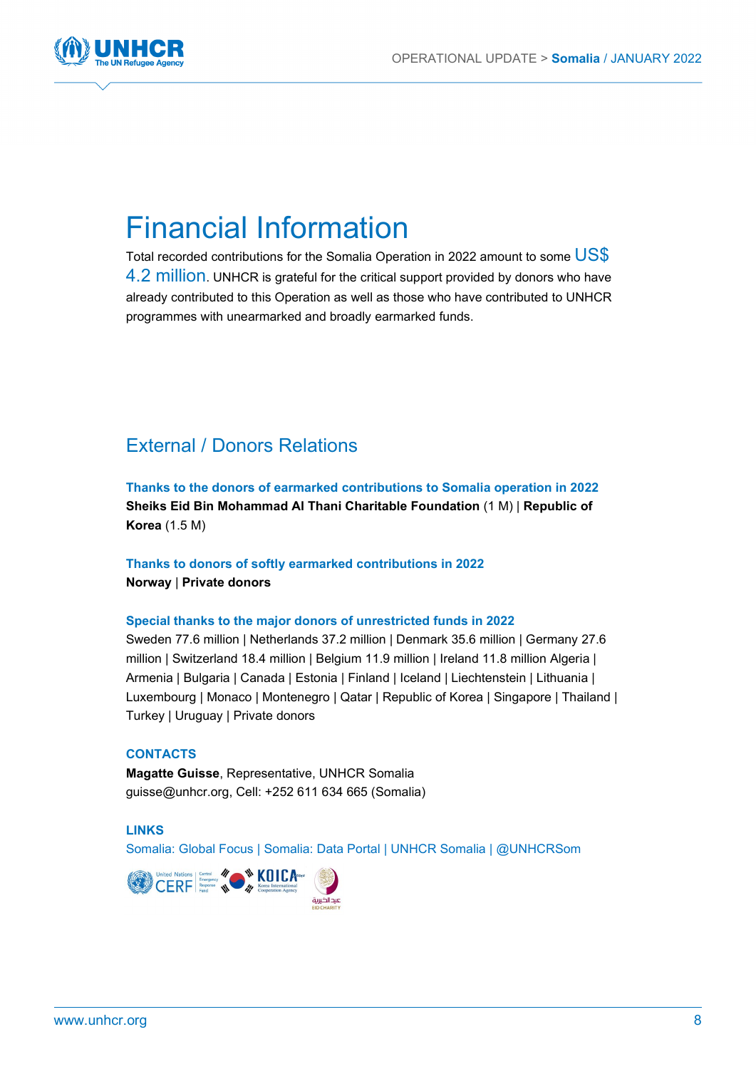# Financial Information

Total recorded contributions for the Somalia Operation in 2022 amount to some US$ 4.2 million. UNHCR is grateful for the critical support provided by donors who have already contributed to this Operation as well as those who have contributed to UNHCR programmes with unearmarked and broadly earmarked funds.

## External / Donors Relations

### Thanks to the donors of earmarked contributions to Somalia operation in 2022

**Sheiks Eid Bin Mohammad Al Thani Charitable Foundation** (1 M) | **Republic of Korea** (1.5 M)

### Thanks to donors of softly earmarked contributions in 2022

**Norway** | **Private donors**

### Special thanks to the major donors of unrestricted funds in 2022

Sweden 77.6 million | Netherlands 37.2 million | Denmark 35.6 million | Germany 27.6 million | Switzerland 18.4 million | Belgium 11.9 million | Ireland 11.8 million Algeria | Armenia | Bulgaria | Canada | Estonia | Finland | Iceland | Liechtenstein | Lithuania | Luxembourg | Monaco | Montenegro | Qatar | Republic of Korea | Singapore | Thailand | Turkey | Uruguay | Private donors

### CONTACTS

**Magatte Guisse**, Representative, UNHCR Somalia
guisse@unhcr.org, Cell: +252 611 634 665 (Somalia)

### LINKS

Somalia: Global Focus | Somalia: Data Portal | UNHCR Somalia | @UNHCRSom